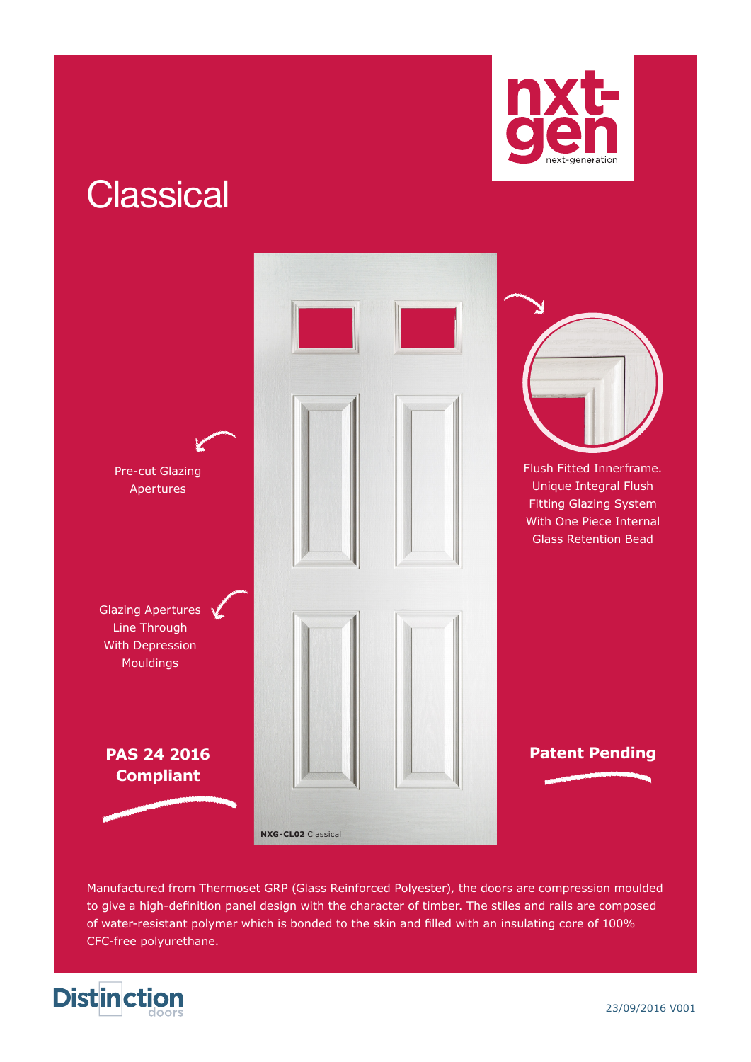nxt-gen
next-generation

# Classical

Pre-cut Glazing Apertures

Glazing Apertures Line Through With Depression Mouldings

**PAS 24 2016 Compliant**

NXG-CL02 Classical

Flush Fitted Innerframe. Unique Integral Flush Fitting Glazing System With One Piece Internal Glass Retention Bead

**Patent Pending**

Manufactured from Thermoset GRP (Glass Reinforced Polyester), the doors are compression moulded to give a high-definition panel design with the character of timber. The stiles and rails are composed of water-resistant polymer which is bonded to the skin and filled with an insulating core of 100% CFC-free polyurethane.

Distinction doors

23/09/2016 V001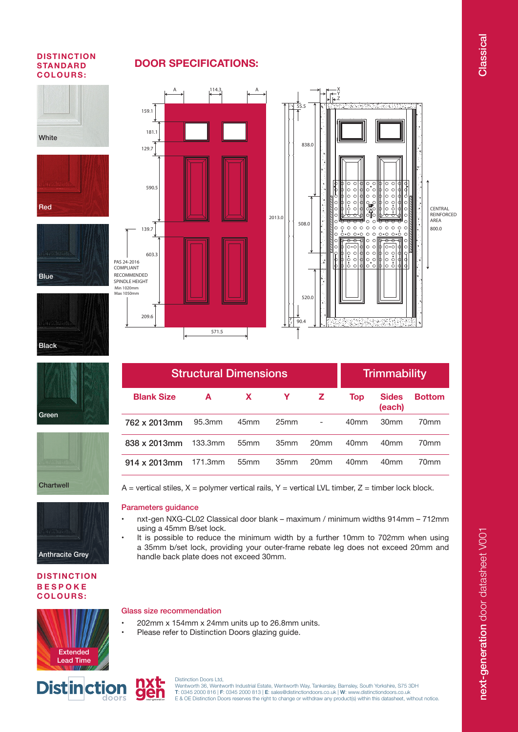# DOOR SPECIFICATIONS:

**DISTINCTION STANDARD COLOURS:**

White

Red

Blue

Black

Green

Chartwell

Anthracite Grey

**DISTINCTION BESPOKE COLOURS:**

Extended Lead Time

A
114.3
A
159.1
181.1
129.7
590.5
139.7
603.3
209.6
571.5
PAS 24-2016 COMPLIANT
RECOMMENDED SPINDLE HEIGHT
Min 1020mm
Max 1050mm

X
Y
Z
55.5
838.0
2013.0
508.0
520.0
90.4
CENTRAL REINFORCED AREA
800.0

| Structural Dimensions | | | | | Trimmability | | |
|---|---|---|---|---|---|---|---|
| **Blank Size** | **A** | **X** | **Y** | **Z** | **Top** | **Sides (each)** | **Bottom** |
| 762 x 2013mm | 95.3mm | 45mm | 25mm | - | 40mm | 30mm | 70mm |
| 838 x 2013mm | 133.3mm | 55mm | 35mm | 20mm | 40mm | 40mm | 70mm |
| 914 x 2013mm | 171.3mm | 55mm | 35mm | 20mm | 40mm | 40mm | 70mm |

A = vertical stiles, X = polymer vertical rails, Y = vertical LVL timber, Z = timber lock block.

### Parameters guidance

- nxt-gen NXG-CL02 Classical door blank – maximum / minimum widths 914mm – 712mm using a 45mm B/set lock.
- It is possible to reduce the minimum width by a further 10mm to 702mm when using a 35mm b/set lock, providing your outer-frame rebate leg does not exceed 20mm and handle back plate does not exceed 30mm.

### Glass size recommendation

- 202mm x 154mm x 24mm units up to 26.8mm units.
- Please refer to Distinction Doors glazing guide.

Distinction Doors Ltd,
Wentworth 36, Wentworth Industrial Estate, Wentworth Way, Tankersley, Barnsley, South Yorkshire, S75 3DH
**T**: 0345 2000 816 | **F**: 0345 2000 813 | **E**: sales@distinctiondoors.co.uk | **W**: www.distinctiondoors.co.uk
E & OE Distinction Doors reserves the right to change or withdraw any product(s) within this datasheet, without notice.